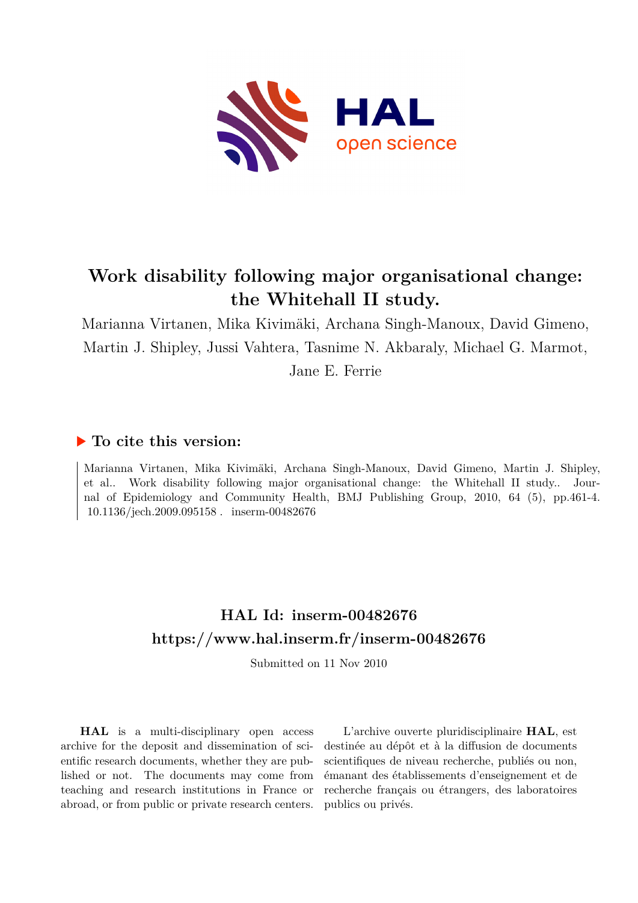# Work disability following major organisational change: the Whitehall II study.

Marianna Virtanen, Mika Kivimäki, Archana Singh-Manoux, David Gimeno, Martin J. Shipley, Jussi Vahtera, Tasnime N. Akbaraly, Michael G. Marmot, Jane E. Ferrie

### To cite this version:

Marianna Virtanen, Mika Kivimäki, Archana Singh-Manoux, David Gimeno, Martin J. Shipley, et al.. Work disability following major organisational change: the Whitehall II study.. Journal of Epidemiology and Community Health, BMJ Publishing Group, 2010, 64 (5), pp.461-4. 10.1136/jech.2009.095158. inserm-00482676

## HAL Id: inserm-00482676
## https://www.hal.inserm.fr/inserm-00482676

Submitted on 11 Nov 2010

**HAL** is a multi-disciplinary open access archive for the deposit and dissemination of scientific research documents, whether they are published or not. The documents may come from teaching and research institutions in France or abroad, or from public or private research centers.

L'archive ouverte pluridisciplinaire **HAL**, est destinée au dépôt et à la diffusion de documents scientifiques de niveau recherche, publiés ou non, émanant des établissements d'enseignement et de recherche français ou étrangers, des laboratoires publics ou privés.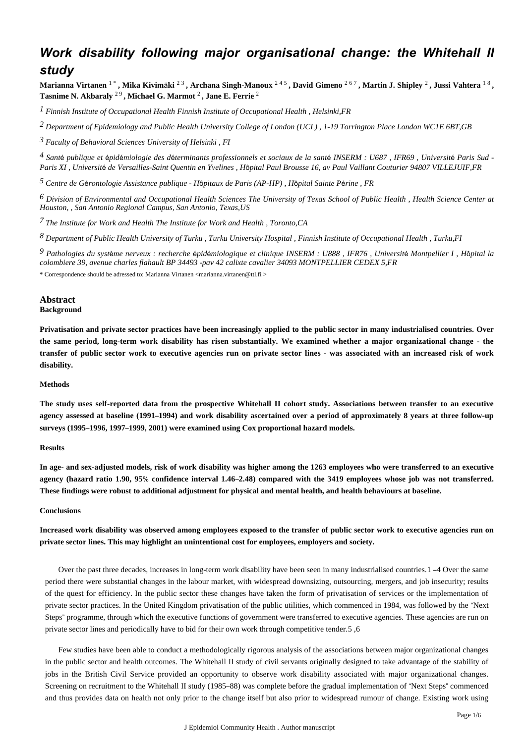# Work disability following major organisational change: the Whitehall II study

**Marianna Virtanen** [1 *] **, Mika Kivimäki** [2 3] **, Archana Singh-Manoux** [2 4 5] **, David Gimeno** [2 6 7] **, Martin J. Shipley** [2] **, Jussi Vahtera** [1 8] **, Tasnime N. Akbaraly** [2 9] **, Michael G. Marmot** [2] **, Jane E. Ferrie** [2]

[1] Finnish Institute of Occupational Health Finnish Institute of Occupational Health , Helsinki,FR

[2] Department of Epidemiology and Public Health University College of London (UCL) , 1-19 Torrington Place London WC1E 6BT,GB

[3] Faculty of Behavioral Sciences University of Helsinki , FI

[4] Santé publique et épidémiologie des déterminants professionnels et sociaux de la santé INSERM : U687 , IFR69 , Université Paris Sud - Paris XI , Université de Versailles-Saint Quentin en Yvelines , Hôpital Paul Brousse 16, av Paul Vaillant Couturier 94807 VILLEJUIF,FR

[5] Centre de Gérontologie Assistance publique - Hôpitaux de Paris (AP-HP) , Hôpital Sainte Périne , FR

[6] Division of Environmental and Occupational Health Sciences The University of Texas School of Public Health , Health Science Center at Houston, , San Antonio Regional Campus, San Antonio, Texas,US

[7] The Institute for Work and Health The Institute for Work and Health , Toronto,CA

[8] Department of Public Health University of Turku , Turku University Hospital , Finnish Institute of Occupational Health , Turku,FI

[9] Pathologies du système nerveux : recherche épidémiologique et clinique INSERM : U888 , IFR76 , Université Montpellier I , Hôpital la colombiere 39, avenue charles flahault BP 34493 -pav 42 calixte cavalier 34093 MONTPELLIER CEDEX 5,FR

\* Correspondence should be adressed to: Marianna Virtanen <marianna.virtanen@ttl.fi >

## Abstract

### Background

**Privatisation and private sector practices have been increasingly applied to the public sector in many industrialised countries. Over the same period, long-term work disability has risen substantially. We examined whether a major organizational change - the transfer of public sector work to executive agencies run on private sector lines - was associated with an increased risk of work disability.**

### Methods

**The study uses self-reported data from the prospective Whitehall II cohort study. Associations between transfer to an executive agency assessed at baseline (1991–1994) and work disability ascertained over a period of approximately 8 years at three follow-up surveys (1995–1996, 1997–1999, 2001) were examined using Cox proportional hazard models.**

### Results

**In age- and sex-adjusted models, risk of work disability was higher among the 1263 employees who were transferred to an executive agency (hazard ratio 1.90, 95% confidence interval 1.46–2.48) compared with the 3419 employees whose job was not transferred. These findings were robust to additional adjustment for physical and mental health, and health behaviours at baseline.**

### Conclusions

**Increased work disability was observed among employees exposed to the transfer of public sector work to executive agencies run on private sector lines. This may highlight an unintentional cost for employees, employers and society.**

Over the past three decades, increases in long-term work disability have been seen in many industrialised countries.[1–4] Over the same period there were substantial changes in the labour market, with widespread downsizing, outsourcing, mergers, and job insecurity; results of the quest for efficiency. In the public sector these changes have taken the form of privatisation of services or the implementation of private sector practices. In the United Kingdom privatisation of the public utilities, which commenced in 1984, was followed by the "Next Steps" programme, through which the executive functions of government were transferred to executive agencies. These agencies are run on private sector lines and periodically have to bid for their own work through competitive tender.[5,6]

Few studies have been able to conduct a methodologically rigorous analysis of the associations between major organizational changes in the public sector and health outcomes. The Whitehall II study of civil servants originally designed to take advantage of the stability of jobs in the British Civil Service provided an opportunity to observe work disability associated with major organizational changes. Screening on recruitment to the Whitehall II study (1985–88) was complete before the gradual implementation of "Next Steps" commenced and thus provides data on health not only prior to the change itself but also prior to widespread rumour of change. Existing work using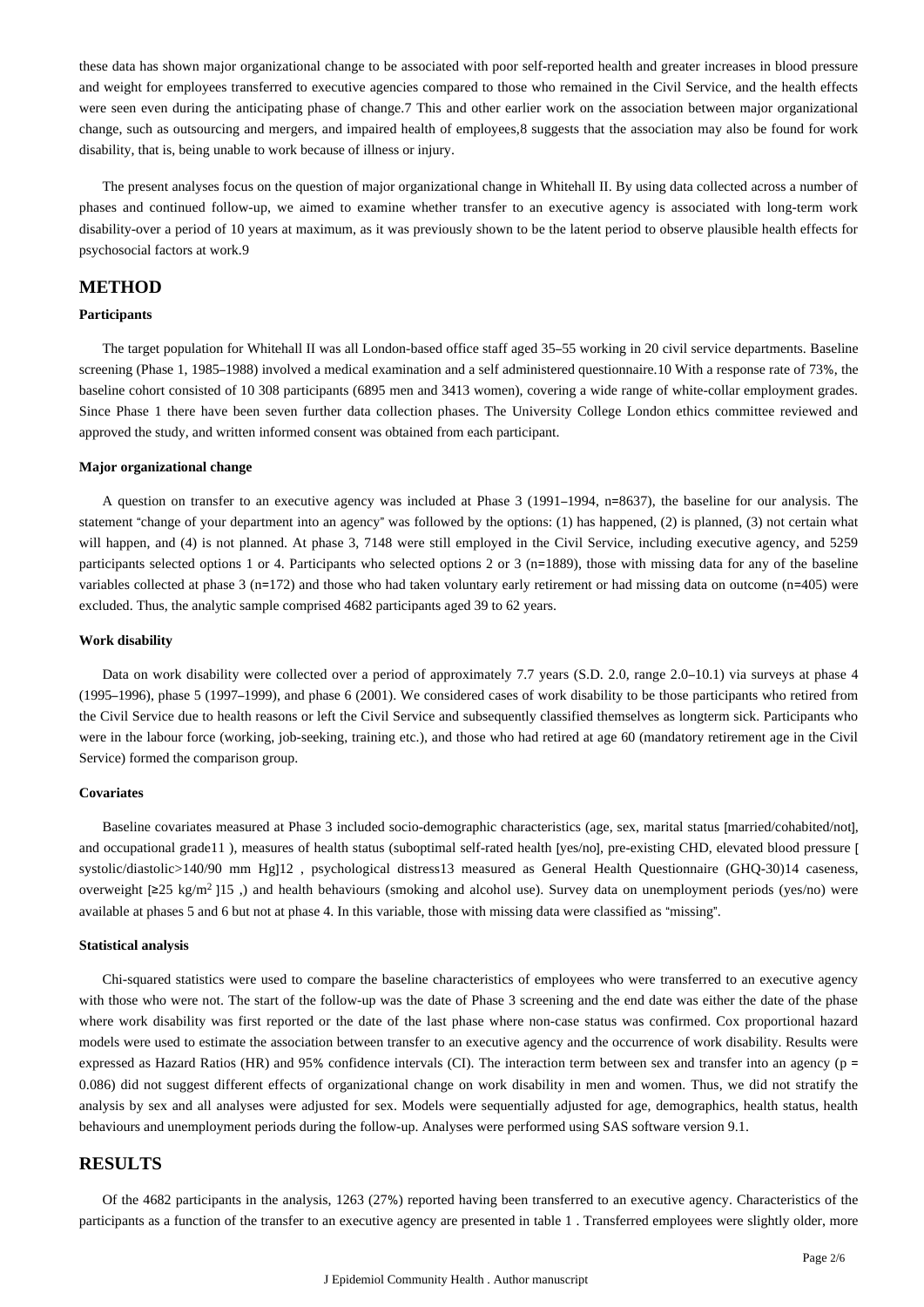these data has shown major organizational change to be associated with poor self-reported health and greater increases in blood pressure and weight for employees transferred to executive agencies compared to those who remained in the Civil Service, and the health effects were seen even during the anticipating phase of change.[7] This and other earlier work on the association between major organizational change, such as outsourcing and mergers, and impaired health of employees,[8] suggests that the association may also be found for work disability, that is, being unable to work because of illness or injury.

The present analyses focus on the question of major organizational change in Whitehall II. By using data collected across a number of phases and continued follow-up, we aimed to examine whether transfer to an executive agency is associated with long-term work disability-over a period of 10 years at maximum, as it was previously shown to be the latent period to observe plausible health effects for psychosocial factors at work.[9]

## METHOD

### Participants

The target population for Whitehall II was all London-based office staff aged 35–55 working in 20 civil service departments. Baseline screening (Phase 1, 1985–1988) involved a medical examination and a self administered questionnaire.[10] With a response rate of 73%, the baseline cohort consisted of 10 308 participants (6895 men and 3413 women), covering a wide range of white-collar employment grades. Since Phase 1 there have been seven further data collection phases. The University College London ethics committee reviewed and approved the study, and written informed consent was obtained from each participant.

#### Major organizational change

A question on transfer to an executive agency was included at Phase 3 (1991–1994, n=8637), the baseline for our analysis. The statement "change of your department into an agency" was followed by the options: (1) has happened, (2) is planned, (3) not certain what will happen, and (4) is not planned. At phase 3, 7148 were still employed in the Civil Service, including executive agency, and 5259 participants selected options 1 or 4. Participants who selected options 2 or 3 (n=1889), those with missing data for any of the baseline variables collected at phase 3 (n=172) and those who had taken voluntary early retirement or had missing data on outcome (n=405) were excluded. Thus, the analytic sample comprised 4682 participants aged 39 to 62 years.

#### Work disability

Data on work disability were collected over a period of approximately 7.7 years (S.D. 2.0, range 2.0–10.1) via surveys at phase 4 (1995–1996), phase 5 (1997–1999), and phase 6 (2001). We considered cases of work disability to be those participants who retired from the Civil Service due to health reasons or left the Civil Service and subsequently classified themselves as longterm sick. Participants who were in the labour force (working, job-seeking, training etc.), and those who had retired at age 60 (mandatory retirement age in the Civil Service) formed the comparison group.

#### Covariates

Baseline covariates measured at Phase 3 included socio-demographic characteristics (age, sex, marital status [married/cohabited/not], and occupational grade[11] ), measures of health status (suboptimal self-rated health [yes/no], pre-existing CHD, elevated blood pressure [ systolic/diastolic>140/90 mm Hg][12] , psychological distress[13] measured as General Health Questionnaire (GHQ-30)[14] caseness, overweight [$\geq$25 kg/m$^2$ ][15] ,) and health behaviours (smoking and alcohol use). Survey data on unemployment periods (yes/no) were available at phases 5 and 6 but not at phase 4. In this variable, those with missing data were classified as "missing".

#### Statistical analysis

Chi-squared statistics were used to compare the baseline characteristics of employees who were transferred to an executive agency with those who were not. The start of the follow-up was the date of Phase 3 screening and the end date was either the date of the phase where work disability was first reported or the date of the last phase where non-case status was confirmed. Cox proportional hazard models were used to estimate the association between transfer to an executive agency and the occurrence of work disability. Results were expressed as Hazard Ratios (HR) and 95% confidence intervals (CI). The interaction term between sex and transfer into an agency ($p = 0.086$) did not suggest different effects of organizational change on work disability in men and women. Thus, we did not stratify the analysis by sex and all analyses were adjusted for sex. Models were sequentially adjusted for age, demographics, health status, health behaviours and unemployment periods during the follow-up. Analyses were performed using SAS software version 9.1.

## RESULTS

Of the 4682 participants in the analysis, 1263 (27%) reported having been transferred to an executive agency. Characteristics of the participants as a function of the transfer to an executive agency are presented in table 1 . Transferred employees were slightly older, more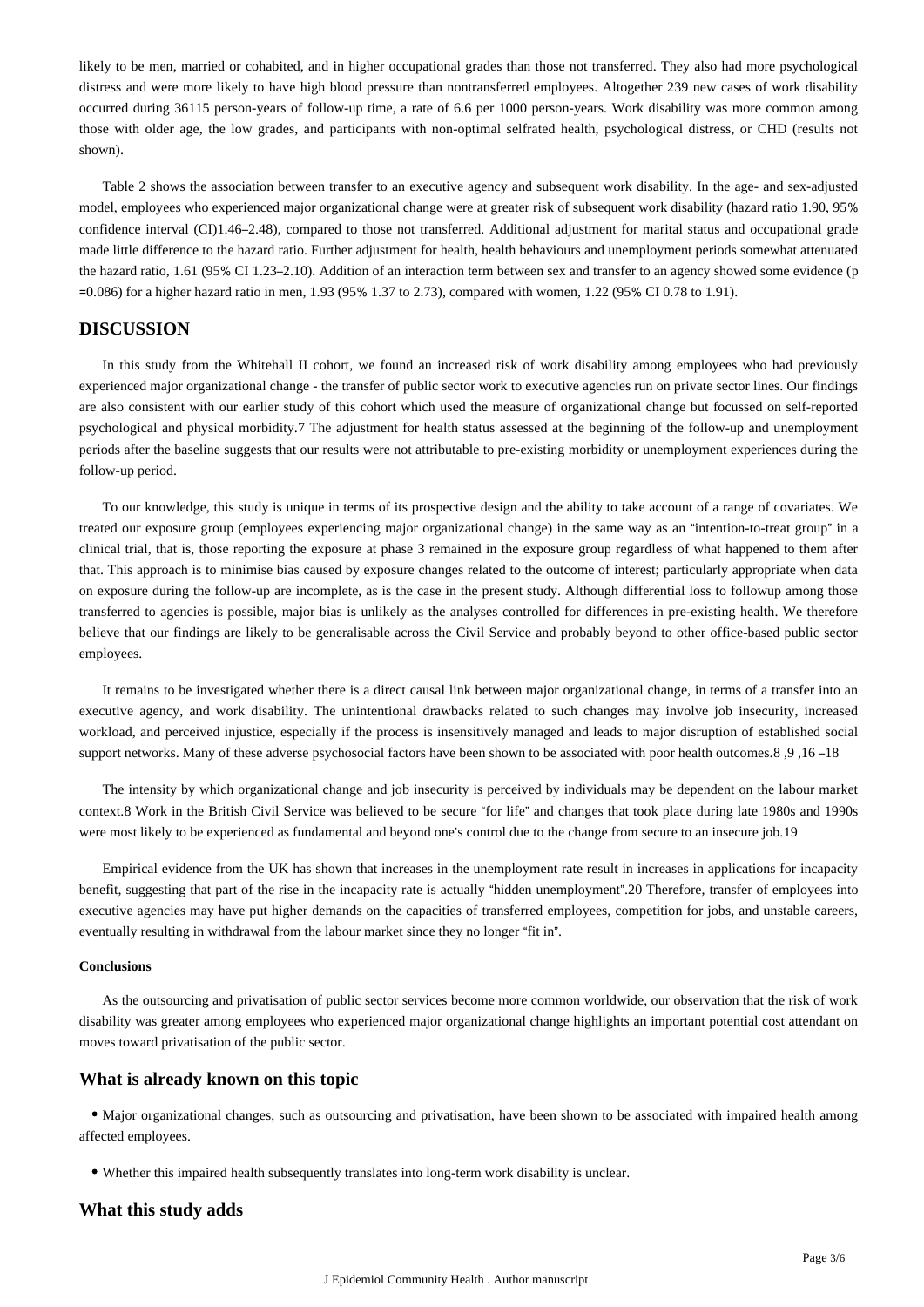likely to be men, married or cohabited, and in higher occupational grades than those not transferred. They also had more psychological distress and were more likely to have high blood pressure than nontransferred employees. Altogether 239 new cases of work disability occurred during 36115 person-years of follow-up time, a rate of 6.6 per 1000 person-years. Work disability was more common among those with older age, the low grades, and participants with non-optimal selfrated health, psychological distress, or CHD (results not shown).

Table 2 shows the association between transfer to an executive agency and subsequent work disability. In the age- and sex-adjusted model, employees who experienced major organizational change were at greater risk of subsequent work disability (hazard ratio 1.90, 95% confidence interval (CI)1.46–2.48), compared to those not transferred. Additional adjustment for marital status and occupational grade made little difference to the hazard ratio. Further adjustment for health, health behaviours and unemployment periods somewhat attenuated the hazard ratio, 1.61 (95% CI 1.23–2.10). Addition of an interaction term between sex and transfer to an agency showed some evidence ($p = 0.086$) for a higher hazard ratio in men, 1.93 (95% 1.37 to 2.73), compared with women, 1.22 (95% CI 0.78 to 1.91).

## DISCUSSION

In this study from the Whitehall II cohort, we found an increased risk of work disability among employees who had previously experienced major organizational change - the transfer of public sector work to executive agencies run on private sector lines. Our findings are also consistent with our earlier study of this cohort which used the measure of organizational change but focussed on self-reported psychological and physical morbidity.[7] The adjustment for health status assessed at the beginning of the follow-up and unemployment periods after the baseline suggests that our results were not attributable to pre-existing morbidity or unemployment experiences during the follow-up period.

To our knowledge, this study is unique in terms of its prospective design and the ability to take account of a range of covariates. We treated our exposure group (employees experiencing major organizational change) in the same way as an "intention-to-treat group" in a clinical trial, that is, those reporting the exposure at phase 3 remained in the exposure group regardless of what happened to them after that. This approach is to minimise bias caused by exposure changes related to the outcome of interest; particularly appropriate when data on exposure during the follow-up are incomplete, as is the case in the present study. Although differential loss to followup among those transferred to agencies is possible, major bias is unlikely as the analyses controlled for differences in pre-existing health. We therefore believe that our findings are likely to be generalisable across the Civil Service and probably beyond to other office-based public sector employees.

It remains to be investigated whether there is a direct causal link between major organizational change, in terms of a transfer into an executive agency, and work disability. The unintentional drawbacks related to such changes may involve job insecurity, increased workload, and perceived injustice, especially if the process is insensitively managed and leads to major disruption of established social support networks. Many of these adverse psychosocial factors have been shown to be associated with poor health outcomes.[8,9,16–18]

The intensity by which organizational change and job insecurity is perceived by individuals may be dependent on the labour market context.[8] Work in the British Civil Service was believed to be secure "for life" and changes that took place during late 1980s and 1990s were most likely to be experienced as fundamental and beyond one's control due to the change from secure to an insecure job.[19]

Empirical evidence from the UK has shown that increases in the unemployment rate result in increases in applications for incapacity benefit, suggesting that part of the rise in the incapacity rate is actually "hidden unemployment".[20] Therefore, transfer of employees into executive agencies may have put higher demands on the capacities of transferred employees, competition for jobs, and unstable careers, eventually resulting in withdrawal from the labour market since they no longer "fit in".

#### Conclusions

As the outsourcing and privatisation of public sector services become more common worldwide, our observation that the risk of work disability was greater among employees who experienced major organizational change highlights an important potential cost attendant on moves toward privatisation of the public sector.

### What is already known on this topic

- Major organizational changes, such as outsourcing and privatisation, have been shown to be associated with impaired health among affected employees.
- Whether this impaired health subsequently translates into long-term work disability is unclear.

### What this study adds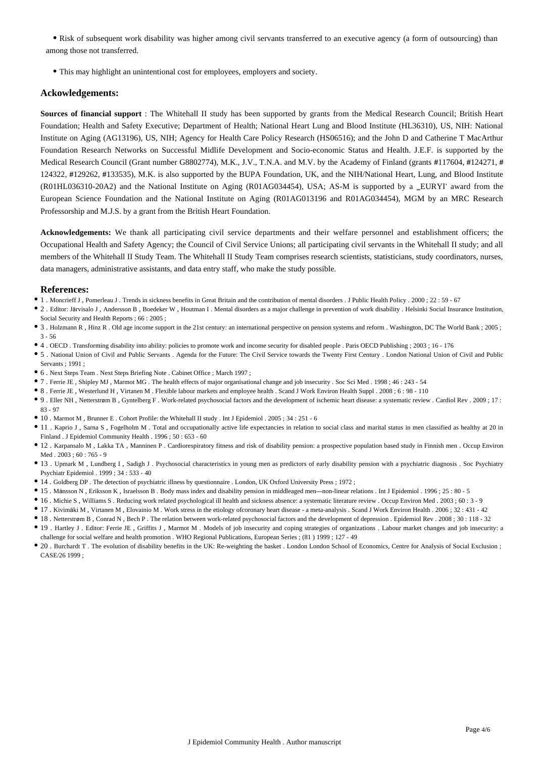- Risk of subsequent work disability was higher among civil servants transferred to an executive agency (a form of outsourcing) than among those not transferred.
- This may highlight an unintentional cost for employees, employers and society.

### Ackowledgements:

**Sources of financial support** : The Whitehall II study has been supported by grants from the Medical Research Council; British Heart Foundation; Health and Safety Executive; Department of Health; National Heart Lung and Blood Institute (HL36310), US, NIH: National Institute on Aging (AG13196), US, NIH; Agency for Health Care Policy Research (HS06516); and the John D and Catherine T MacArthur Foundation Research Networks on Successful Midlife Development and Socio-economic Status and Health. J.E.F. is supported by the Medical Research Council (Grant number G8802774), M.K., J.V., T.N.A. and M.V. by the Academy of Finland (grants #117604, #124271, # 124322, #129262, #133535), M.K. is also supported by the BUPA Foundation, UK, and the NIH/National Heart, Lung, and Blood Institute (R01HL036310-20A2) and the National Institute on Aging (R01AG034454), USA; AS-M is supported by a _EURYI' award from the European Science Foundation and the National Institute on Aging (R01AG013196 and R01AG034454), MGM by an MRC Research Professorship and M.J.S. by a grant from the British Heart Foundation.

**Acknowledgements:** We thank all participating civil service departments and their welfare personnel and establishment officers; the Occupational Health and Safety Agency; the Council of Civil Service Unions; all participating civil servants in the Whitehall II study; and all members of the Whitehall II Study Team. The Whitehall II Study Team comprises research scientists, statisticians, study coordinators, nurses, data managers, administrative assistants, and data entry staff, who make the study possible.

### References:

- 1 . Moncrieff J , Pomerleau J . Trends in sickness benefits in Great Britain and the contribution of mental disorders . J Public Health Policy . 2000 ; 22 : 59 - 67
- 2 . Editor: Järvisalo J , Andersson B , Boedeker W , Houtman I . Mental disorders as a major challenge in prevention of work disability . Helsinki Social Insurance Institution, Social Security and Health Reports ; 66 : 2005 ;
- 3 . Holzmann R , Hinz R . Old age income support in the 21st century: an international perspective on pension systems and reform . Washington, DC The World Bank ; 2005 ; 3 - 56
- 4 . OECD . Transforming disability into ability: policies to promote work and income security for disabled people . Paris OECD Publishing ; 2003 ; 16 - 176
- 5 . National Union of Civil and Public Servants . Agenda for the Future: The Civil Service towards the Twenty First Century . London National Union of Civil and Public Servants ; 1991 ;
- 6 . Next Steps Team . Next Steps Briefing Note . Cabinet Office ; March 1997 ;
- 7 . Ferrie JE , Shipley MJ , Marmot MG . The health effects of major organisational change and job insecurity . Soc Sci Med . 1998 ; 46 : 243 - 54
- 8 . Ferrie JE , Westerlund H , Virtanen M . Flexible labour markets and employee health . Scand J Work Environ Health Suppl . 2008 ; 6 : 98 - 110
- 9 . Eller NH , Netterstrøm B , Gyntelberg F . Work-related psychosocial factors and the development of ischemic heart disease: a systematic review . Cardiol Rev . 2009 ; 17 : 83 - 97
- 10 . Marmot M , Brunner E . Cohort Profile: the Whitehall II study . Int J Epidemiol . 2005 ; 34 : 251 - 6
- 11 . Kaprio J , Sarna S , Fogelholm M . Total and occupationally active life expectancies in relation to social class and marital status in men classified as healthy at 20 in Finland . J Epidemiol Community Health . 1996 ; 50 : 653 - 60
- 12 . Karpansalo M , Lakka TA , Manninen P . Cardiorespiratory fitness and risk of disability pension: a prospective population based study in Finnish men . Occup Environ Med . 2003 ; 60 : 765 - 9
- 13 . Upmark M , Lundberg I , Sadigh J . Psychosocial characteristics in young men as predictors of early disability pension with a psychiatric diagnosis . Soc Psychiatry Psychiatr Epidemiol . 1999 ; 34 : 533 - 40
- 14 . Goldberg DP . The detection of psychiatric illness by questionnaire . London, UK Oxford University Press ; 1972 ;
- 15 . Månsson N , Eriksson K , Israelsson B . Body mass index and disability pension in middleaged men—non-linear relations . Int J Epidemiol . 1996 ; 25 : 80 - 5
- 16 . Michie S , Williams S . Reducing work related psychological ill health and sickness absence: a systematic literature review . Occup Environ Med . 2003 ; 60 : 3 - 9
- 17 . Kivimäki M , Virtanen M , Elovainio M . Work stress in the etiology ofcoronary heart disease - a meta-analysis . Scand J Work Environ Health . 2006 ; 32 : 431 - 42
- 18 . Netterstrøm B , Conrad N , Bech P . The relation between work-related psychosocial factors and the development of depression . Epidemiol Rev . 2008 ; 30 : 118 - 32
- 19 . Hartley J . Editor: Ferrie JE , Griffits J , Marmot M . Models of job insecurity and coping strategies of organizations . Labour market changes and job insecurity: a challenge for social welfare and health promotion . WHO Regional Publications, European Series ; (81 ) 1999 ; 127 - 49
- 20 . Burchardt T . The evolution of disability benefits in the UK: Re-weighting the basket . London London School of Economics, Centre for Analysis of Social Exclusion ; CASE/26 1999 ;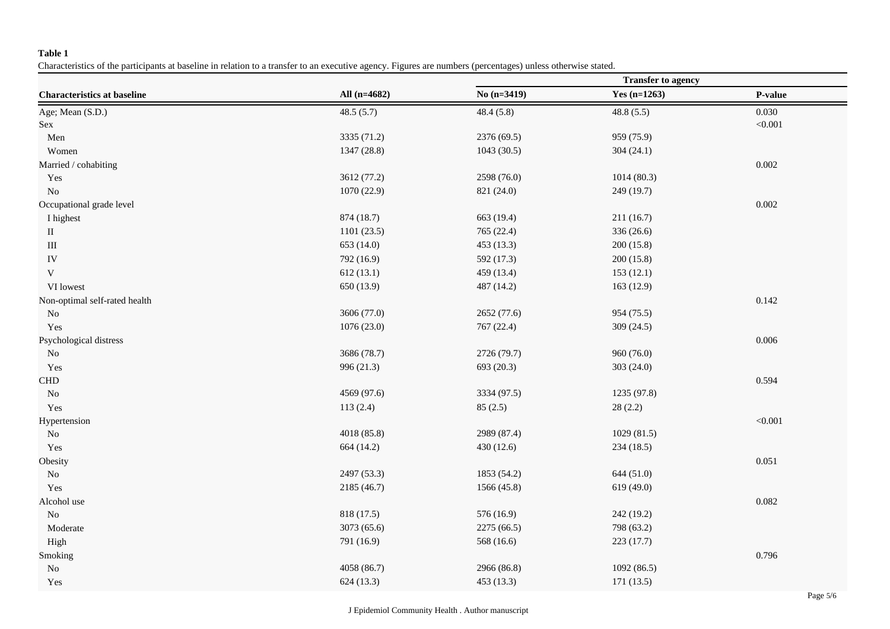**Table 1**

Characteristics of the participants at baseline in relation to a transfer to an executive agency. Figures are numbers (percentages) unless otherwise stated.

| | | Transfer to agency | | |
|---|---|---|---|---|
| **Characteristics at baseline** | **All (n=4682)** | **No (n=3419)** | **Yes (n=1263)** | **P-value** |
| Age; Mean (S.D.) | 48.5 (5.7) | 48.4 (5.8) | 48.8 (5.5) | 0.030 |
| Sex | | | | <0.001 |
| Men | 3335 (71.2) | 2376 (69.5) | 959 (75.9) | |
| Women | 1347 (28.8) | 1043 (30.5) | 304 (24.1) | |
| Married / cohabiting | | | | 0.002 |
| Yes | 3612 (77.2) | 2598 (76.0) | 1014 (80.3) | |
| No | 1070 (22.9) | 821 (24.0) | 249 (19.7) | |
| Occupational grade level | | | | 0.002 |
| I highest | 874 (18.7) | 663 (19.4) | 211 (16.7) | |
| II | 1101 (23.5) | 765 (22.4) | 336 (26.6) | |
| III | 653 (14.0) | 453 (13.3) | 200 (15.8) | |
| IV | 792 (16.9) | 592 (17.3) | 200 (15.8) | |
| V | 612 (13.1) | 459 (13.4) | 153 (12.1) | |
| VI lowest | 650 (13.9) | 487 (14.2) | 163 (12.9) | |
| Non-optimal self-rated health | | | | 0.142 |
| No | 3606 (77.0) | 2652 (77.6) | 954 (75.5) | |
| Yes | 1076 (23.0) | 767 (22.4) | 309 (24.5) | |
| Psychological distress | | | | 0.006 |
| No | 3686 (78.7) | 2726 (79.7) | 960 (76.0) | |
| Yes | 996 (21.3) | 693 (20.3) | 303 (24.0) | |
| CHD | | | | 0.594 |
| No | 4569 (97.6) | 3334 (97.5) | 1235 (97.8) | |
| Yes | 113 (2.4) | 85 (2.5) | 28 (2.2) | |
| Hypertension | | | | <0.001 |
| No | 4018 (85.8) | 2989 (87.4) | 1029 (81.5) | |
| Yes | 664 (14.2) | 430 (12.6) | 234 (18.5) | |
| Obesity | | | | 0.051 |
| No | 2497 (53.3) | 1853 (54.2) | 644 (51.0) | |
| Yes | 2185 (46.7) | 1566 (45.8) | 619 (49.0) | |
| Alcohol use | | | | 0.082 |
| No | 818 (17.5) | 576 (16.9) | 242 (19.2) | |
| Moderate | 3073 (65.6) | 2275 (66.5) | 798 (63.2) | |
| High | 791 (16.9) | 568 (16.6) | 223 (17.7) | |
| Smoking | | | | 0.796 |
| No | 4058 (86.7) | 2966 (86.8) | 1092 (86.5) | |
| Yes | 624 (13.3) | 453 (13.3) | 171 (13.5) | |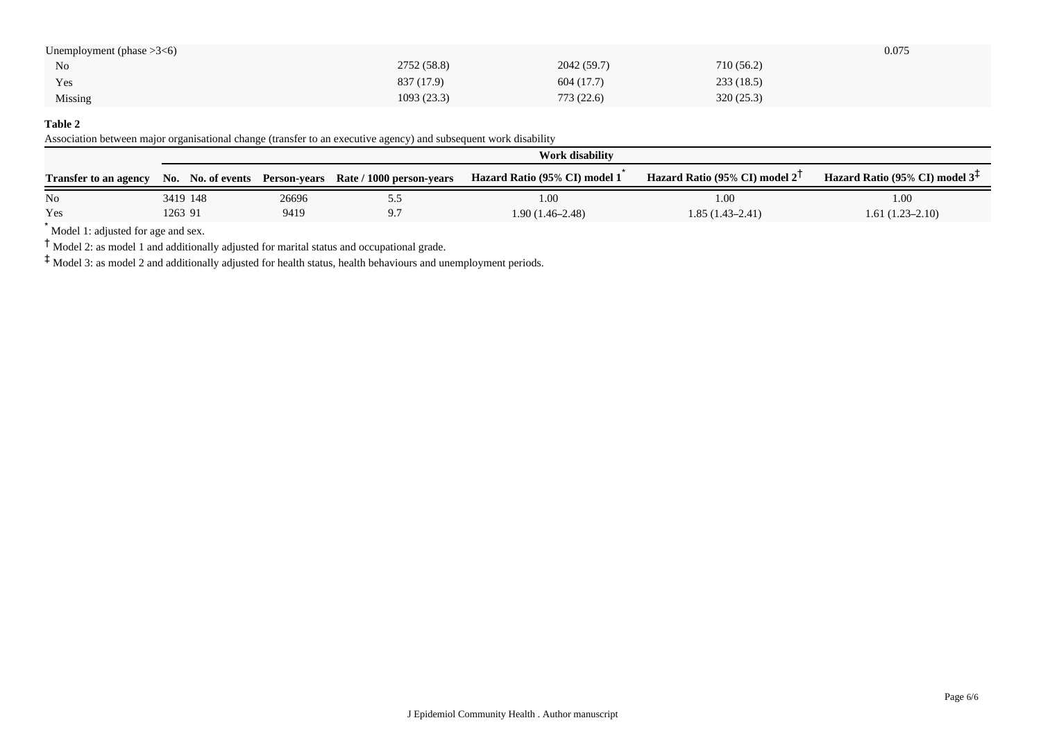| | | | | |
|---|---|---|---|---|
| Unemployment (phase >3<6) | | | | 0.075 |
| No | 2752 (58.8) | 2042 (59.7) | 710 (56.2) | |
| Yes | 837 (17.9) | 604 (17.7) | 233 (18.5) | |
| Missing | 1093 (23.3) | 773 (22.6) | 320 (25.3) | |

**Table 2**

Association between major organisational change (transfer to an executive agency) and subsequent work disability

| | Work disability | | | | | | |
|---|---|---|---|---|---|---|---|
| **Transfer to an agency** | **No.** | **No. of events** | **Person-years** | **Rate / 1000 person-years** | **Hazard Ratio (95% CI) model 1*** | **Hazard Ratio (95% CI) model 2†** | **Hazard Ratio (95% CI) model 3‡** |
| No | 3419 | 148 | 26696 | 5.5 | 1.00 | 1.00 | 1.00 |
| Yes | 1263 | 91 | 9419 | 9.7 | 1.90 (1.46–2.48) | 1.85 (1.43–2.41) | 1.61 (1.23–2.10) |

* Model 1: adjusted for age and sex.

† Model 2: as model 1 and additionally adjusted for marital status and occupational grade.

‡ Model 3: as model 2 and additionally adjusted for health status, health behaviours and unemployment periods.